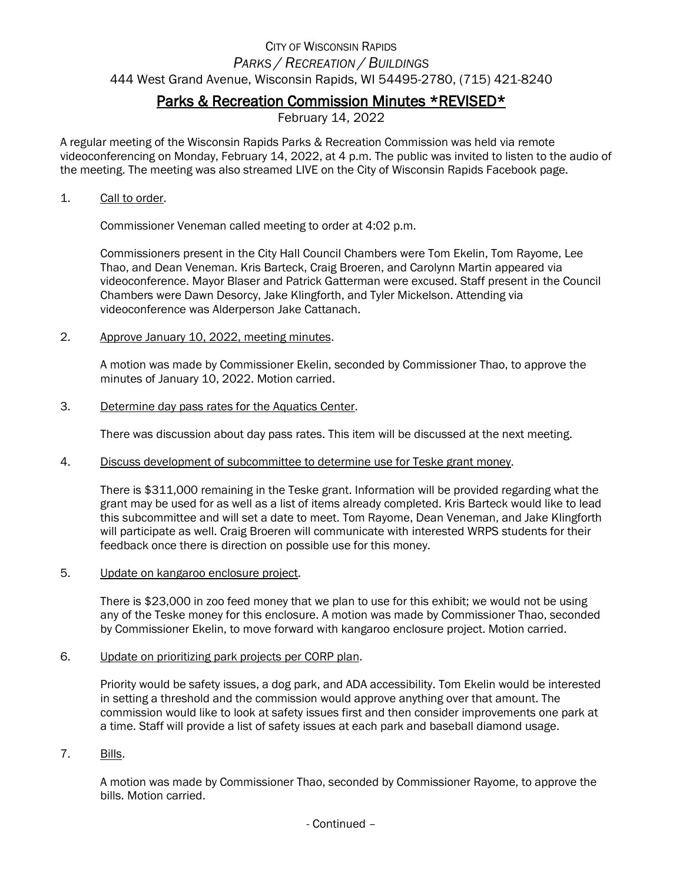CITY OF WISCONSIN RAPIDS

*PARKS / RECREATION / BUILDINGS*

444 West Grand Avenue, Wisconsin Rapids, WI 54495-2780, (715) 421-8240

# Parks & Recreation Commission Minutes *REVISED*

February 14, 2022

A regular meeting of the Wisconsin Rapids Parks & Recreation Commission was held via remote videoconferencing on Monday, February 14, 2022, at 4 p.m. The public was invited to listen to the audio of the meeting. The meeting was also streamed LIVE on the City of Wisconsin Rapids Facebook page.

1. Call to order.

   Commissioner Veneman called meeting to order at 4:02 p.m.

   Commissioners present in the City Hall Council Chambers were Tom Ekelin, Tom Rayome, Lee Thao, and Dean Veneman. Kris Barteck, Craig Broeren, and Carolynn Martin appeared via videoconference. Mayor Blaser and Patrick Gatterman were excused. Staff present in the Council Chambers were Dawn Desorcy, Jake Klingforth, and Tyler Mickelson. Attending via videoconference was Alderperson Jake Cattanach.

2. Approve January 10, 2022, meeting minutes.

   A motion was made by Commissioner Ekelin, seconded by Commissioner Thao, to approve the minutes of January 10, 2022. Motion carried.

3. Determine day pass rates for the Aquatics Center.

   There was discussion about day pass rates. This item will be discussed at the next meeting.

4. Discuss development of subcommittee to determine use for Teske grant money.

   There is $311,000 remaining in the Teske grant. Information will be provided regarding what the grant may be used for as well as a list of items already completed. Kris Barteck would like to lead this subcommittee and will set a date to meet. Tom Rayome, Dean Veneman, and Jake Klingforth will participate as well. Craig Broeren will communicate with interested WRPS students for their feedback once there is direction on possible use for this money.

5. Update on kangaroo enclosure project.

   There is $23,000 in zoo feed money that we plan to use for this exhibit; we would not be using any of the Teske money for this enclosure. A motion was made by Commissioner Thao, seconded by Commissioner Ekelin, to move forward with kangaroo enclosure project. Motion carried.

6. Update on prioritizing park projects per CORP plan.

   Priority would be safety issues, a dog park, and ADA accessibility. Tom Ekelin would be interested in setting a threshold and the commission would approve anything over that amount. The commission would like to look at safety issues first and then consider improvements one park at a time. Staff will provide a list of safety issues at each park and baseball diamond usage.

7. Bills.

   A motion was made by Commissioner Thao, seconded by Commissioner Rayome, to approve the bills. Motion carried.

- Continued –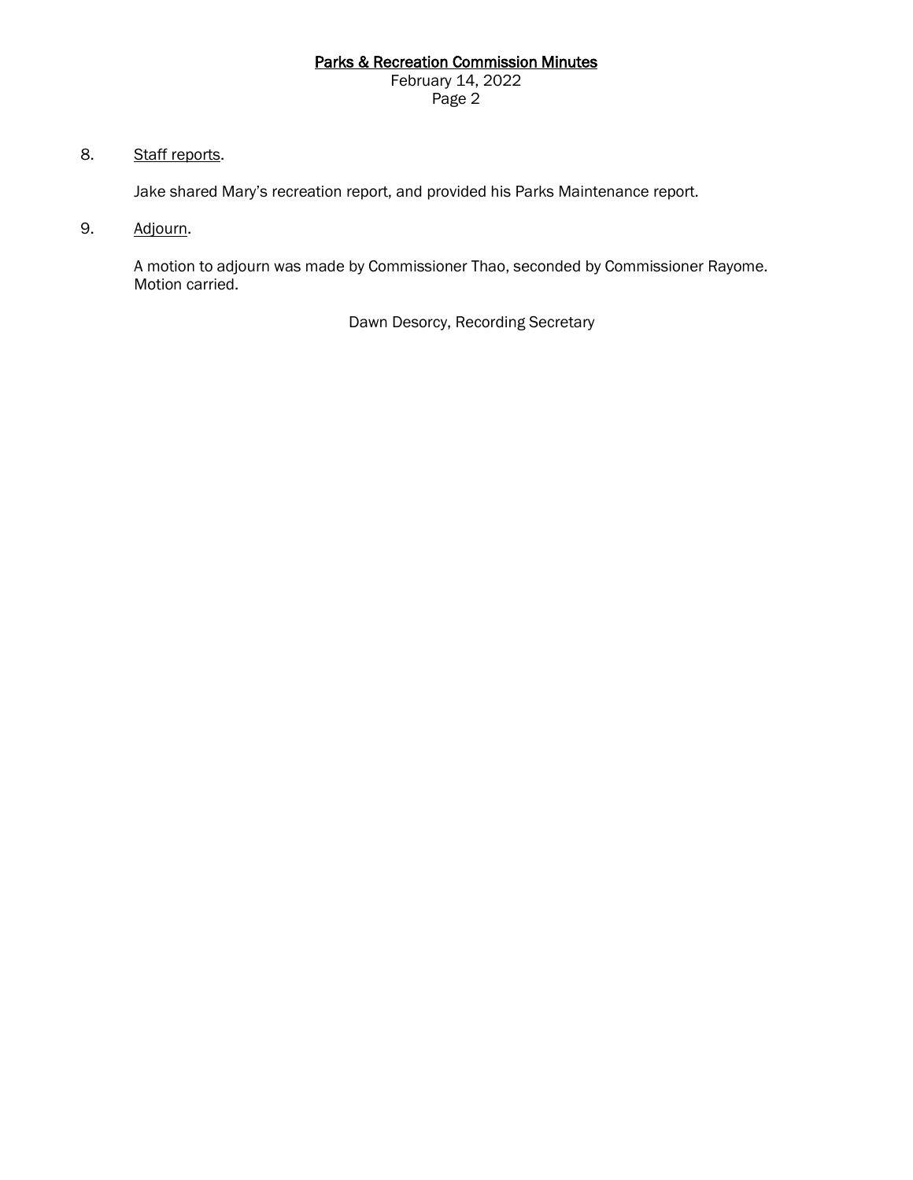8. Staff reports.

   Jake shared Mary's recreation report, and provided his Parks Maintenance report.

9. Adjourn.

   A motion to adjourn was made by Commissioner Thao, seconded by Commissioner Rayome. Motion carried.

Dawn Desorcy, Recording Secretary